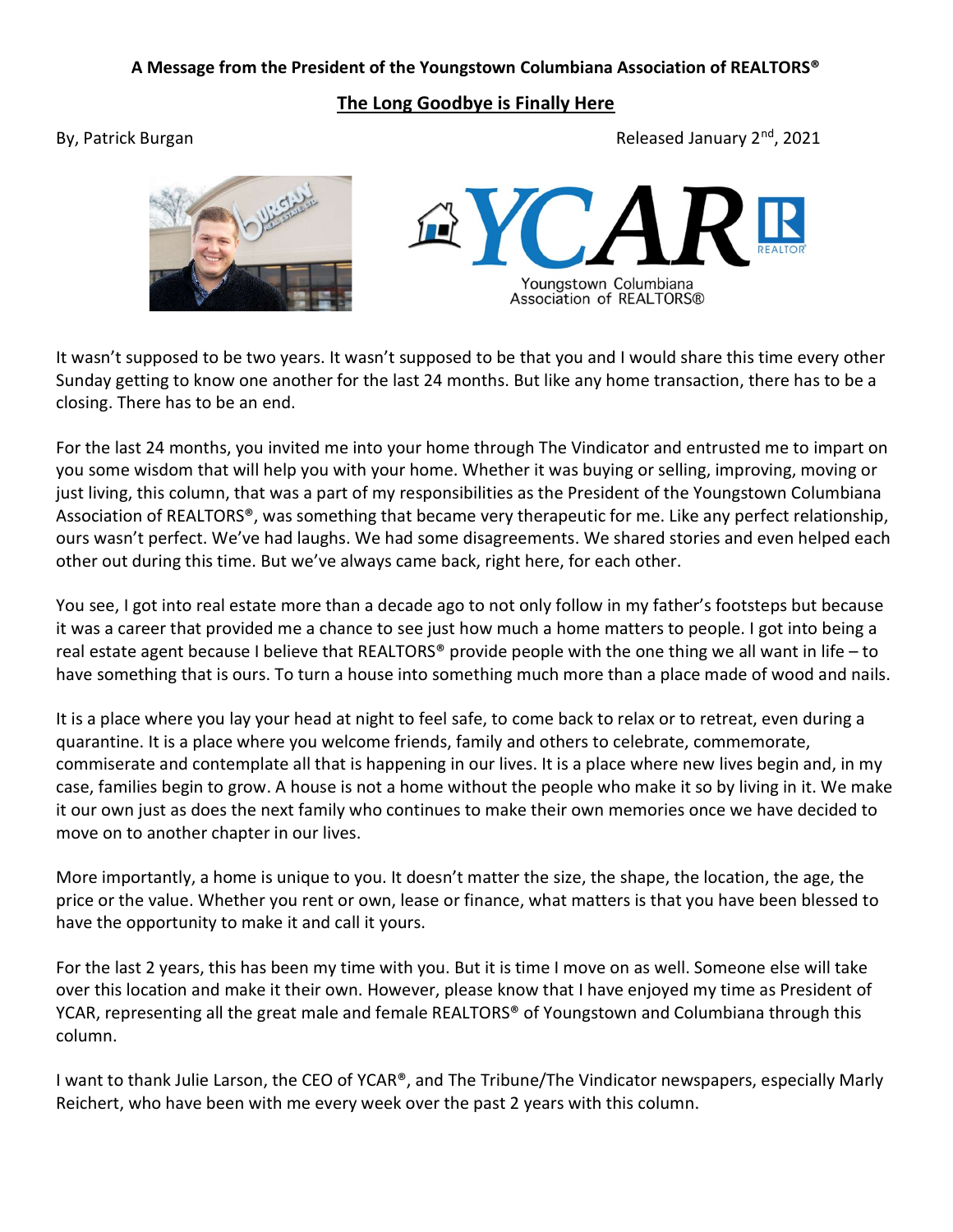**A Message from the President of the Youngstown Columbiana Association of REALTORS®**

# The Long Goodbye is Finally Here

By, Patrick Burgan

Released January 2nd, 2021

It wasn't supposed to be two years. It wasn't supposed to be that you and I would share this time every other Sunday getting to know one another for the last 24 months. But like any home transaction, there has to be a closing. There has to be an end.

For the last 24 months, you invited me into your home through The Vindicator and entrusted me to impart on you some wisdom that will help you with your home. Whether it was buying or selling, improving, moving or just living, this column, that was a part of my responsibilities as the President of the Youngstown Columbiana Association of REALTORS®, was something that became very therapeutic for me. Like any perfect relationship, ours wasn't perfect. We've had laughs. We had some disagreements. We shared stories and even helped each other out during this time. But we've always came back, right here, for each other.

You see, I got into real estate more than a decade ago to not only follow in my father's footsteps but because it was a career that provided me a chance to see just how much a home matters to people. I got into being a real estate agent because I believe that REALTORS® provide people with the one thing we all want in life – to have something that is ours. To turn a house into something much more than a place made of wood and nails.

It is a place where you lay your head at night to feel safe, to come back to relax or to retreat, even during a quarantine. It is a place where you welcome friends, family and others to celebrate, commemorate, commiserate and contemplate all that is happening in our lives. It is a place where new lives begin and, in my case, families begin to grow. A house is not a home without the people who make it so by living in it. We make it our own just as does the next family who continues to make their own memories once we have decided to move on to another chapter in our lives.

More importantly, a home is unique to you. It doesn't matter the size, the shape, the location, the age, the price or the value. Whether you rent or own, lease or finance, what matters is that you have been blessed to have the opportunity to make it and call it yours.

For the last 2 years, this has been my time with you. But it is time I move on as well. Someone else will take over this location and make it their own. However, please know that I have enjoyed my time as President of YCAR, representing all the great male and female REALTORS® of Youngstown and Columbiana through this column.

I want to thank Julie Larson, the CEO of YCAR®, and The Tribune/The Vindicator newspapers, especially Marly Reichert, who have been with me every week over the past 2 years with this column.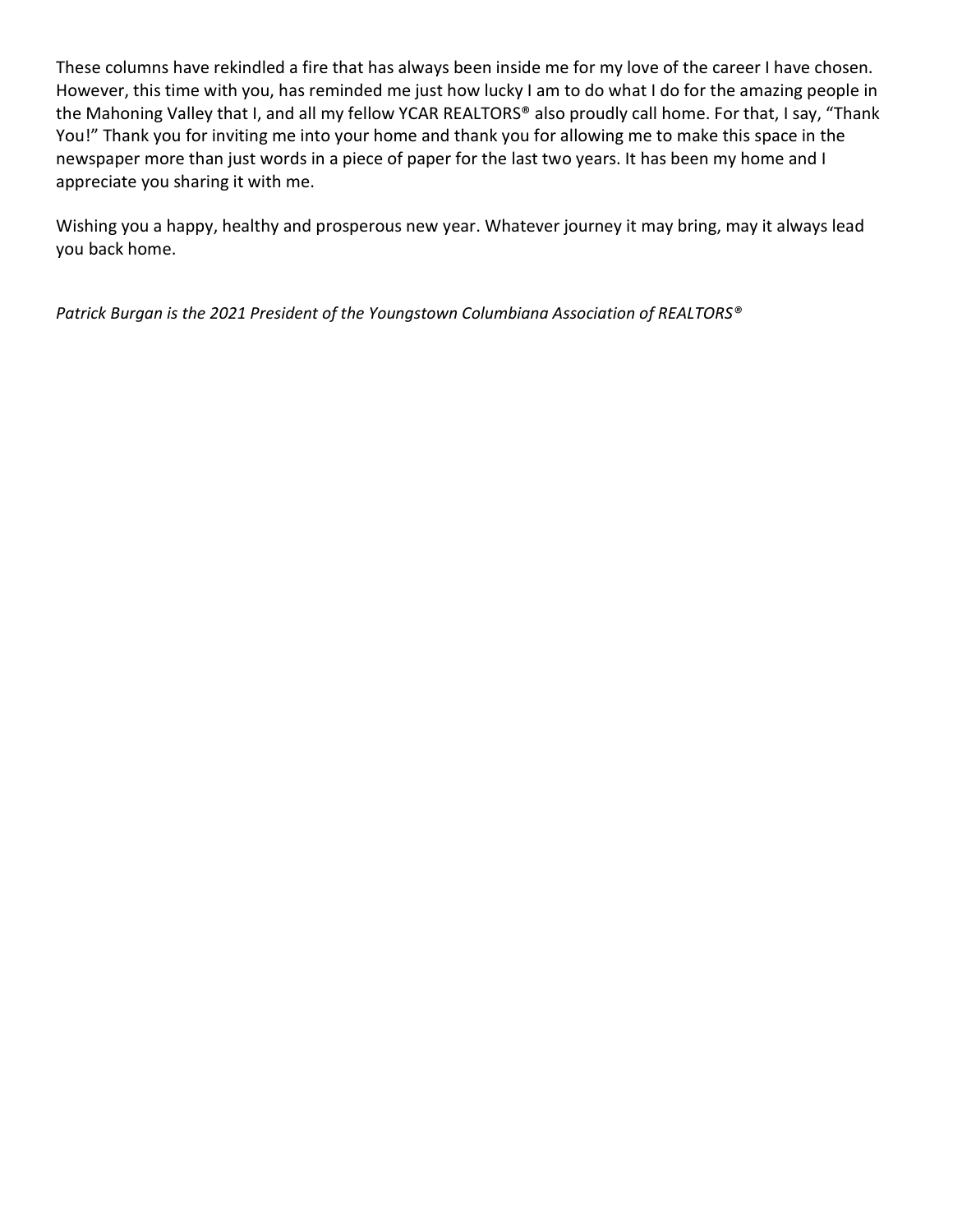These columns have rekindled a fire that has always been inside me for my love of the career I have chosen. However, this time with you, has reminded me just how lucky I am to do what I do for the amazing people in the Mahoning Valley that I, and all my fellow YCAR REALTORS® also proudly call home. For that, I say, "Thank You!" Thank you for inviting me into your home and thank you for allowing me to make this space in the newspaper more than just words in a piece of paper for the last two years. It has been my home and I appreciate you sharing it with me.

Wishing you a happy, healthy and prosperous new year. Whatever journey it may bring, may it always lead you back home.

*Patrick Burgan is the 2021 President of the Youngstown Columbiana Association of REALTORS®*